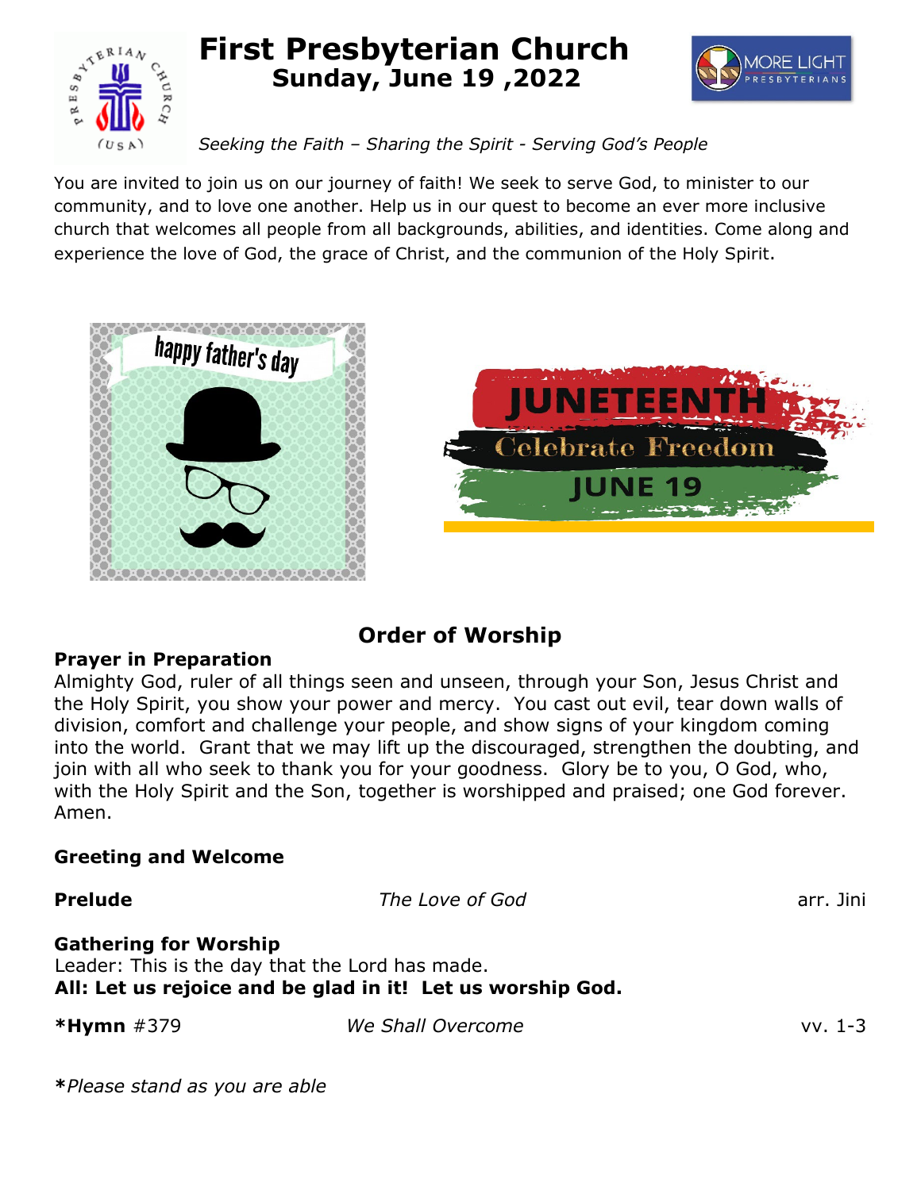# First Presbyterian Church
## Sunday, June 19 ,2022

*Seeking the Faith – Sharing the Spirit - Serving God's People*

You are invited to join us on our journey of faith! We seek to serve God, to minister to our community, and to love one another. Help us in our quest to become an ever more inclusive church that welcomes all people from all backgrounds, abilities, and identities. Come along and experience the love of God, the grace of Christ, and the communion of the Holy Spirit.

## Order of Worship

**Prayer in Preparation**
Almighty God, ruler of all things seen and unseen, through your Son, Jesus Christ and the Holy Spirit, you show your power and mercy. You cast out evil, tear down walls of division, comfort and challenge your people, and show signs of your kingdom coming into the world. Grant that we may lift up the discouraged, strengthen the doubting, and join with all who seek to thank you for your goodness. Glory be to you, O God, who, with the Holy Spirit and the Son, together is worshipped and praised; one God forever. Amen.

**Greeting and Welcome**

**Prelude** *The Love of God* arr. Jini

**Gathering for Worship**
Leader: This is the day that the Lord has made.
**All: Let us rejoice and be glad in it! Let us worship God.**

***Hymn** #379 *We Shall Overcome* vv. 1-3

**\***Please stand as you are able*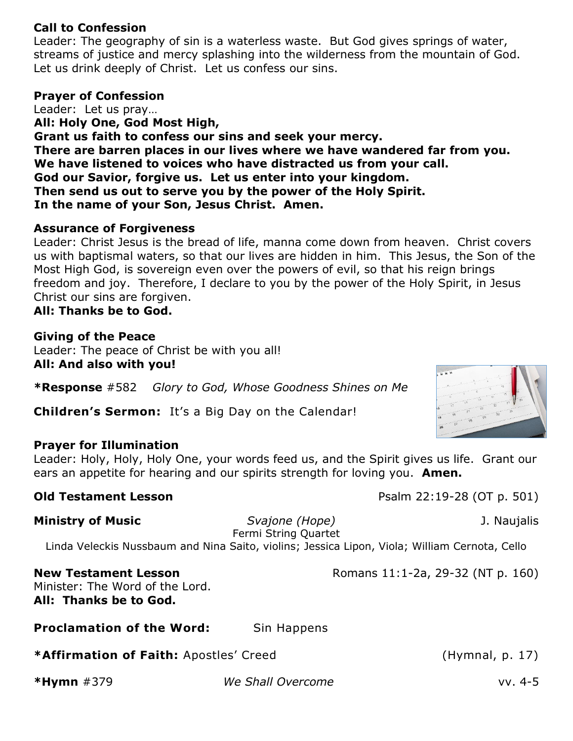**Call to Confession**
Leader: The geography of sin is a waterless waste. But God gives springs of water, streams of justice and mercy splashing into the wilderness from the mountain of God. Let us drink deeply of Christ. Let us confess our sins.

**Prayer of Confession**
Leader: Let us pray…
**All: Holy One, God Most High,**
**Grant us faith to confess our sins and seek your mercy.**
**There are barren places in our lives where we have wandered far from you.**
**We have listened to voices who have distracted us from your call.**
**God our Savior, forgive us. Let us enter into your kingdom.**
**Then send us out to serve you by the power of the Holy Spirit.**
**In the name of your Son, Jesus Christ. Amen.**

**Assurance of Forgiveness**
Leader: Christ Jesus is the bread of life, manna come down from heaven. Christ covers us with baptismal waters, so that our lives are hidden in him. This Jesus, the Son of the Most High God, is sovereign even over the powers of evil, so that his reign brings freedom and joy. Therefore, I declare to you by the power of the Holy Spirit, in Jesus Christ our sins are forgiven.
**All: Thanks be to God.**

**Giving of the Peace**
Leader: The peace of Christ be with you all!
**All: And also with you!**

***Response** #582 *Glory to God, Whose Goodness Shines on Me*

**Children's Sermon:** It's a Big Day on the Calendar!

**Prayer for Illumination**
Leader: Holy, Holy, Holy One, your words feed us, and the Spirit gives us life. Grant our ears an appetite for hearing and our spirits strength for loving you. **Amen.**

**Old Testament Lesson** Psalm 22:19-28 (OT p. 501)

**Ministry of Music** *Svajone (Hope)* J. Naujalis
Fermi String Quartet
Linda Veleckis Nussbaum and Nina Saito, violins; Jessica Lipon, Viola; William Cernota, Cello

**New Testament Lesson** Romans 11:1-2a, 29-32 (NT p. 160)
Minister: The Word of the Lord.
**All: Thanks be to God.**

**Proclamation of the Word:** Sin Happens

***Affirmation of Faith:** Apostles' Creed (Hymnal, p. 17)

***Hymn** #379 *We Shall Overcome* vv. 4-5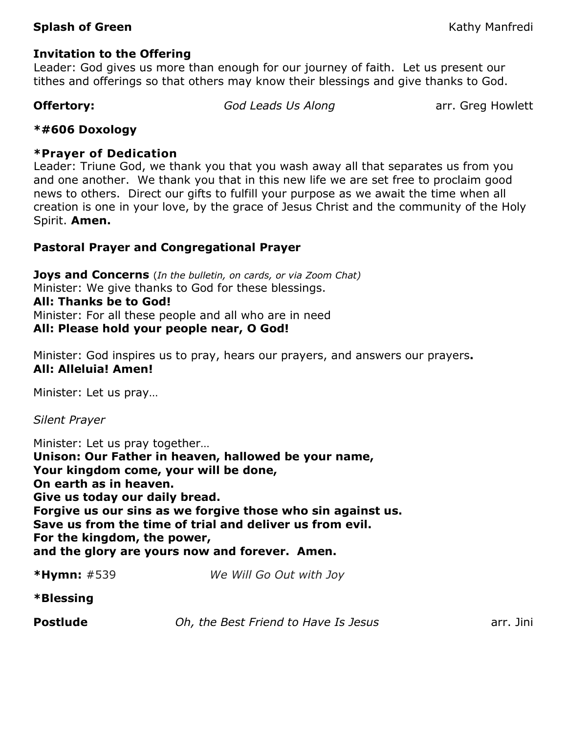**Splash of Green** Kathy Manfredi

**Invitation to the Offering**
Leader: God gives us more than enough for our journey of faith. Let us present our tithes and offerings so that others may know their blessings and give thanks to God.

**Offertory:** *God Leads Us Along* arr. Greg Howlett

**\*#606 Doxology**

**\*Prayer of Dedication**
Leader: Triune God, we thank you that you wash away all that separates us from you and one another. We thank you that in this new life we are set free to proclaim good news to others. Direct our gifts to fulfill your purpose as we await the time when all creation is one in your love, by the grace of Jesus Christ and the community of the Holy Spirit. **Amen.**

**Pastoral Prayer and Congregational Prayer**

**Joys and Concerns** (*In the bulletin, on cards, or via Zoom Chat*)
Minister: We give thanks to God for these blessings.
**All: Thanks be to God!**
Minister: For all these people and all who are in need
**All: Please hold your people near, O God!**

Minister: God inspires us to pray, hears our prayers, and answers our prayers**.**
**All: Alleluia! Amen!**

Minister: Let us pray…

*Silent Prayer*

Minister: Let us pray together…
**Unison: Our Father in heaven, hallowed be your name,**
**Your kingdom come, your will be done,**
**On earth as in heaven.**
**Give us today our daily bread.**
**Forgive us our sins as we forgive those who sin against us.**
**Save us from the time of trial and deliver us from evil.**
**For the kingdom, the power,**
**and the glory are yours now and forever. Amen.**

**\*Hymn:** #539 *We Will Go Out with Joy*

**\*Blessing**

**Postlude** *Oh, the Best Friend to Have Is Jesus* arr. Jini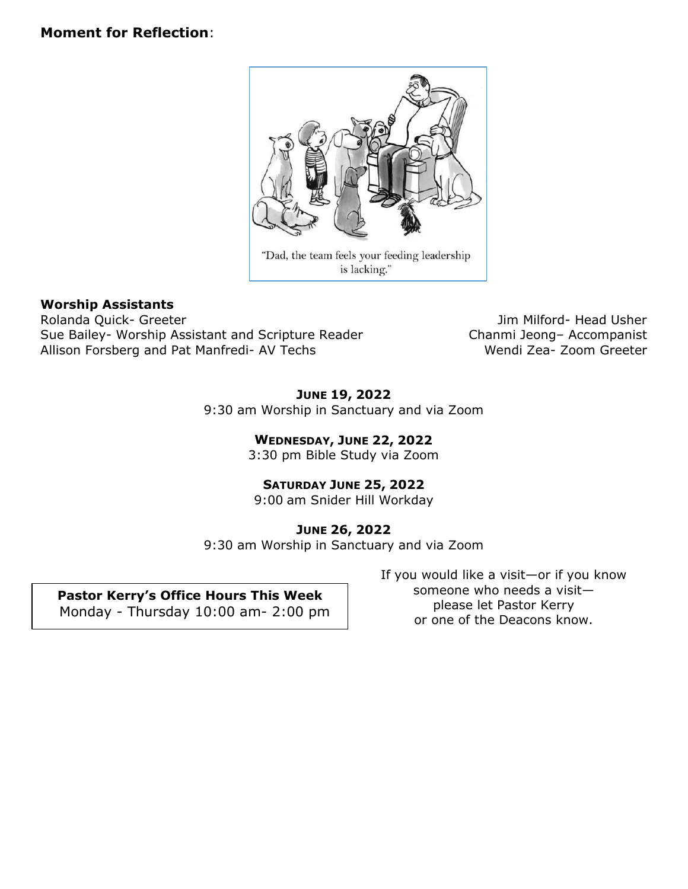**Moment for Reflection**:

"Dad, the team feels your feeding leadership is lacking."

**Worship Assistants**

Rolanda Quick- Greeter
Sue Bailey- Worship Assistant and Scripture Reader
Allison Forsberg and Pat Manfredi- AV Techs
Jim Milford- Head Usher
Chanmi Jeong– Accompanist
Wendi Zea- Zoom Greeter

**JUNE 19, 2022**
9:30 am Worship in Sanctuary and via Zoom

**WEDNESDAY, JUNE 22, 2022**
3:30 pm Bible Study via Zoom

**SATURDAY JUNE 25, 2022**
9:00 am Snider Hill Workday

**JUNE 26, 2022**
9:30 am Worship in Sanctuary and via Zoom

**Pastor Kerry's Office Hours This Week**
Monday - Thursday 10:00 am- 2:00 pm

If you would like a visit—or if you know someone who needs a visit—please let Pastor Kerry or one of the Deacons know.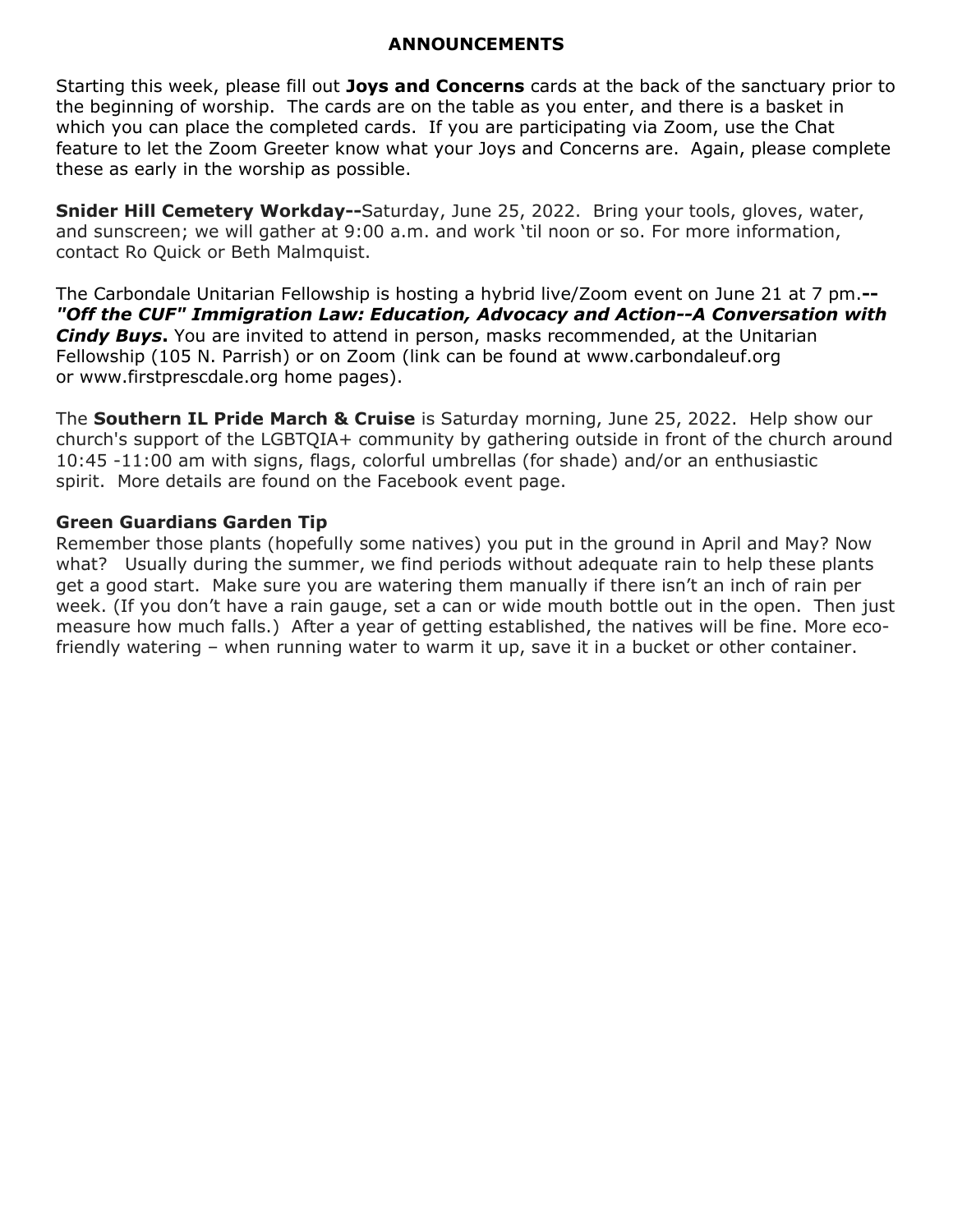## ANNOUNCEMENTS

Starting this week, please fill out **Joys and Concerns** cards at the back of the sanctuary prior to the beginning of worship. The cards are on the table as you enter, and there is a basket in which you can place the completed cards. If you are participating via Zoom, use the Chat feature to let the Zoom Greeter know what your Joys and Concerns are. Again, please complete these as early in the worship as possible.

**Snider Hill Cemetery Workday--**Saturday, June 25, 2022. Bring your tools, gloves, water, and sunscreen; we will gather at 9:00 a.m. and work 'til noon or so. For more information, contact Ro Quick or Beth Malmquist.

The Carbondale Unitarian Fellowship is hosting a hybrid live/Zoom event on June 21 at 7 pm.**--** ***"Off the CUF" Immigration Law: Education, Advocacy and Action--A Conversation with Cindy Buys*****.** You are invited to attend in person, masks recommended, at the Unitarian Fellowship (105 N. Parrish) or on Zoom (link can be found at www.carbondaleuf.org or www.firstprescdale.org home pages).

The **Southern IL Pride March & Cruise** is Saturday morning, June 25, 2022. Help show our church's support of the LGBTQIA+ community by gathering outside in front of the church around 10:45 -11:00 am with signs, flags, colorful umbrellas (for shade) and/or an enthusiastic spirit. More details are found on the Facebook event page.

**Green Guardians Garden Tip**

Remember those plants (hopefully some natives) you put in the ground in April and May? Now what? Usually during the summer, we find periods without adequate rain to help these plants get a good start. Make sure you are watering them manually if there isn't an inch of rain per week. (If you don't have a rain gauge, set a can or wide mouth bottle out in the open. Then just measure how much falls.) After a year of getting established, the natives will be fine. More eco-friendly watering – when running water to warm it up, save it in a bucket or other container.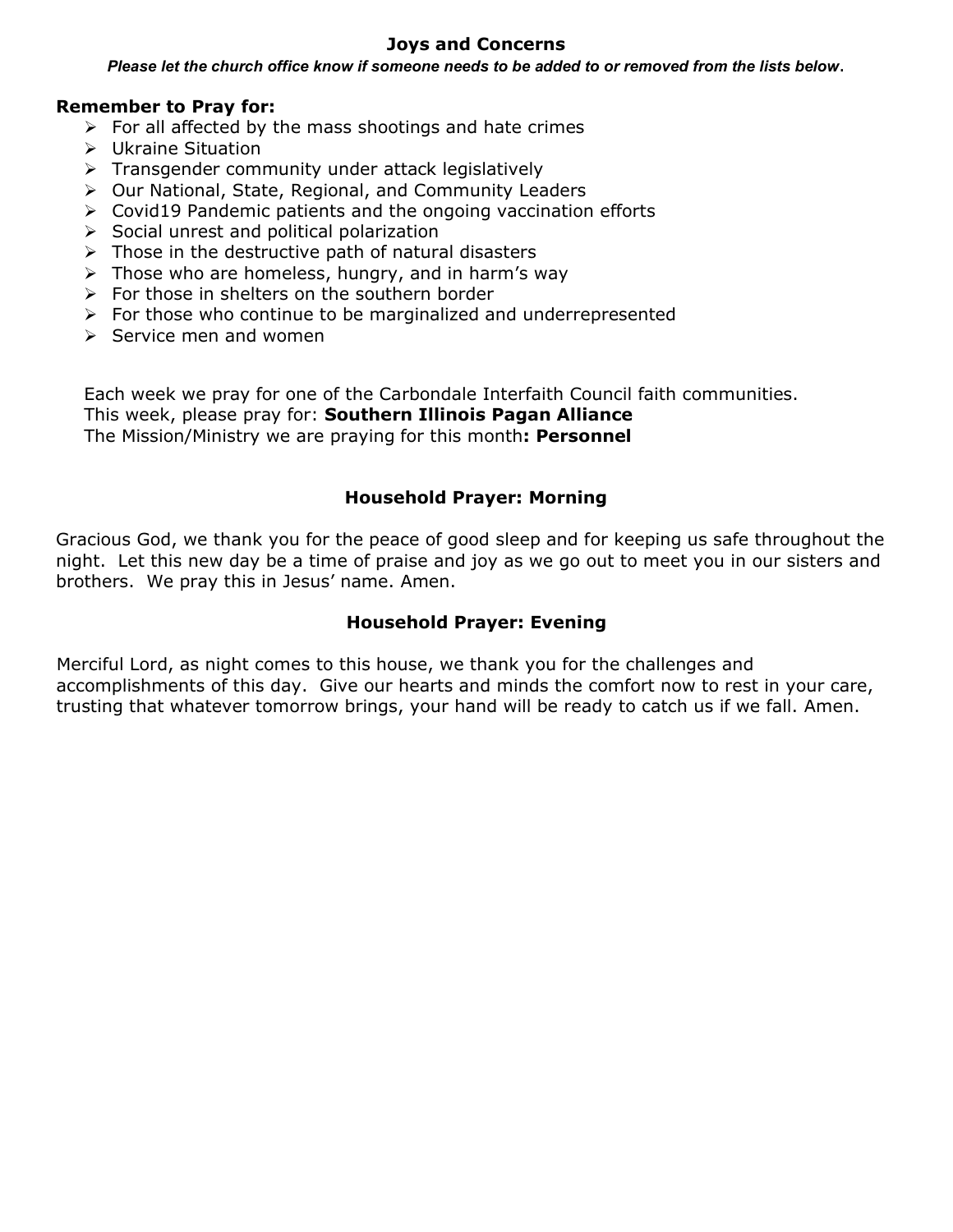## Joys and Concerns

***Please let the church office know if someone needs to be added to or removed from the lists below*.**

**Remember to Pray for:**

- For all affected by the mass shootings and hate crimes
- Ukraine Situation
- Transgender community under attack legislatively
- Our National, State, Regional, and Community Leaders
- Covid19 Pandemic patients and the ongoing vaccination efforts
- Social unrest and political polarization
- Those in the destructive path of natural disasters
- Those who are homeless, hungry, and in harm's way
- For those in shelters on the southern border
- For those who continue to be marginalized and underrepresented
- Service men and women

Each week we pray for one of the Carbondale Interfaith Council faith communities.
This week, please pray for: **Southern Illinois Pagan Alliance**
The Mission/Ministry we are praying for this month**: Personnel**

### Household Prayer: Morning

Gracious God, we thank you for the peace of good sleep and for keeping us safe throughout the night. Let this new day be a time of praise and joy as we go out to meet you in our sisters and brothers. We pray this in Jesus' name. Amen.

### Household Prayer: Evening

Merciful Lord, as night comes to this house, we thank you for the challenges and accomplishments of this day. Give our hearts and minds the comfort now to rest in your care, trusting that whatever tomorrow brings, your hand will be ready to catch us if we fall. Amen.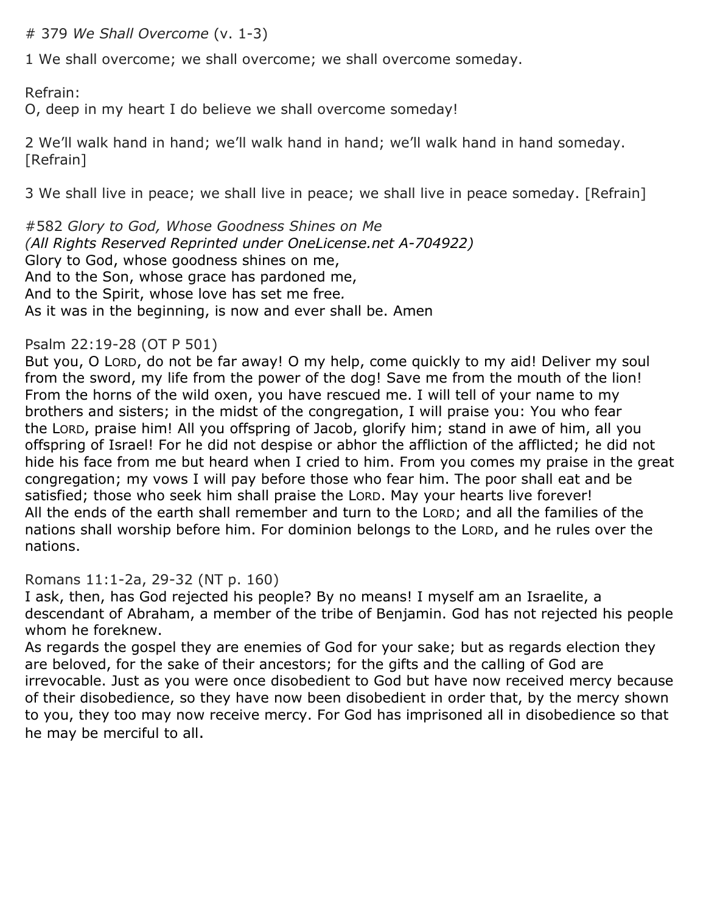\# 379 *We Shall Overcome* (v. 1-3)

1 We shall overcome; we shall overcome; we shall overcome someday.

Refrain:
O, deep in my heart I do believe we shall overcome someday!

2 We'll walk hand in hand; we'll walk hand in hand; we'll walk hand in hand someday. [Refrain]

3 We shall live in peace; we shall live in peace; we shall live in peace someday. [Refrain]

\#582 *Glory to God, Whose Goodness Shines on Me*
*(All Rights Reserved Reprinted under OneLicense.net A-704922)*
Glory to God, whose goodness shines on me,
And to the Son, whose grace has pardoned me,
And to the Spirit, whose love has set me free.
As it was in the beginning, is now and ever shall be. Amen

Psalm 22:19-28 (OT P 501)
But you, O LORD, do not be far away! O my help, come quickly to my aid! Deliver my soul from the sword, my life from the power of the dog! Save me from the mouth of the lion! From the horns of the wild oxen, you have rescued me. I will tell of your name to my brothers and sisters; in the midst of the congregation, I will praise you: You who fear the LORD, praise him! All you offspring of Jacob, glorify him; stand in awe of him, all you offspring of Israel! For he did not despise or abhor the affliction of the afflicted; he did not hide his face from me but heard when I cried to him. From you comes my praise in the great congregation; my vows I will pay before those who fear him. The poor shall eat and be satisfied; those who seek him shall praise the LORD. May your hearts live forever!
All the ends of the earth shall remember and turn to the LORD; and all the families of the nations shall worship before him. For dominion belongs to the LORD, and he rules over the nations.

Romans 11:1-2a, 29-32 (NT p. 160)
I ask, then, has God rejected his people? By no means! I myself am an Israelite, a descendant of Abraham, a member of the tribe of Benjamin. God has not rejected his people whom he foreknew.
As regards the gospel they are enemies of God for your sake; but as regards election they are beloved, for the sake of their ancestors; for the gifts and the calling of God are irrevocable. Just as you were once disobedient to God but have now received mercy because of their disobedience, so they have now been disobedient in order that, by the mercy shown to you, they too may now receive mercy. For God has imprisoned all in disobedience so that he may be merciful to all.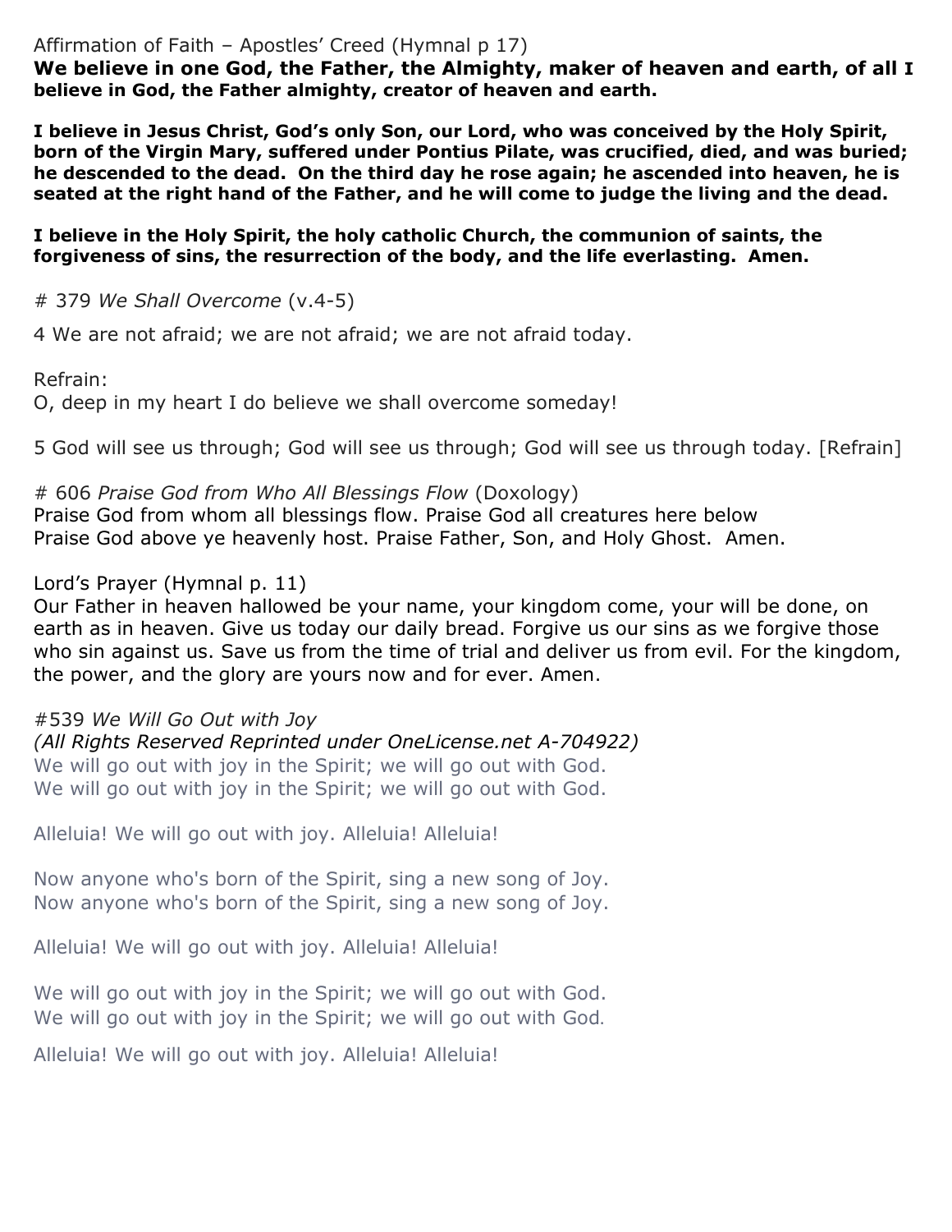Affirmation of Faith – Apostles' Creed (Hymnal p 17)

**We believe in one God, the Father, the Almighty, maker of heaven and earth, of all I believe in God, the Father almighty, creator of heaven and earth.**

**I believe in Jesus Christ, God's only Son, our Lord, who was conceived by the Holy Spirit, born of the Virgin Mary, suffered under Pontius Pilate, was crucified, died, and was buried; he descended to the dead. On the third day he rose again; he ascended into heaven, he is seated at the right hand of the Father, and he will come to judge the living and the dead.**

**I believe in the Holy Spirit, the holy catholic Church, the communion of saints, the forgiveness of sins, the resurrection of the body, and the life everlasting. Amen.**

# 379 *We Shall Overcome* (v.4-5)

4 We are not afraid; we are not afraid; we are not afraid today.

Refrain:
O, deep in my heart I do believe we shall overcome someday!

5 God will see us through; God will see us through; God will see us through today. [Refrain]

# 606 *Praise God from Who All Blessings Flow* (Doxology)
Praise God from whom all blessings flow. Praise God all creatures here below
Praise God above ye heavenly host. Praise Father, Son, and Holy Ghost. Amen.

Lord's Prayer (Hymnal p. 11)
Our Father in heaven hallowed be your name, your kingdom come, your will be done, on earth as in heaven. Give us today our daily bread. Forgive us our sins as we forgive those who sin against us. Save us from the time of trial and deliver us from evil. For the kingdom, the power, and the glory are yours now and for ever. Amen.

#539 *We Will Go Out with Joy*
*(All Rights Reserved Reprinted under OneLicense.net A-704922)*
We will go out with joy in the Spirit; we will go out with God.
We will go out with joy in the Spirit; we will go out with God.

Alleluia! We will go out with joy. Alleluia! Alleluia!

Now anyone who's born of the Spirit, sing a new song of Joy.
Now anyone who's born of the Spirit, sing a new song of Joy.

Alleluia! We will go out with joy. Alleluia! Alleluia!

We will go out with joy in the Spirit; we will go out with God.
We will go out with joy in the Spirit; we will go out with God.

Alleluia! We will go out with joy. Alleluia! Alleluia!